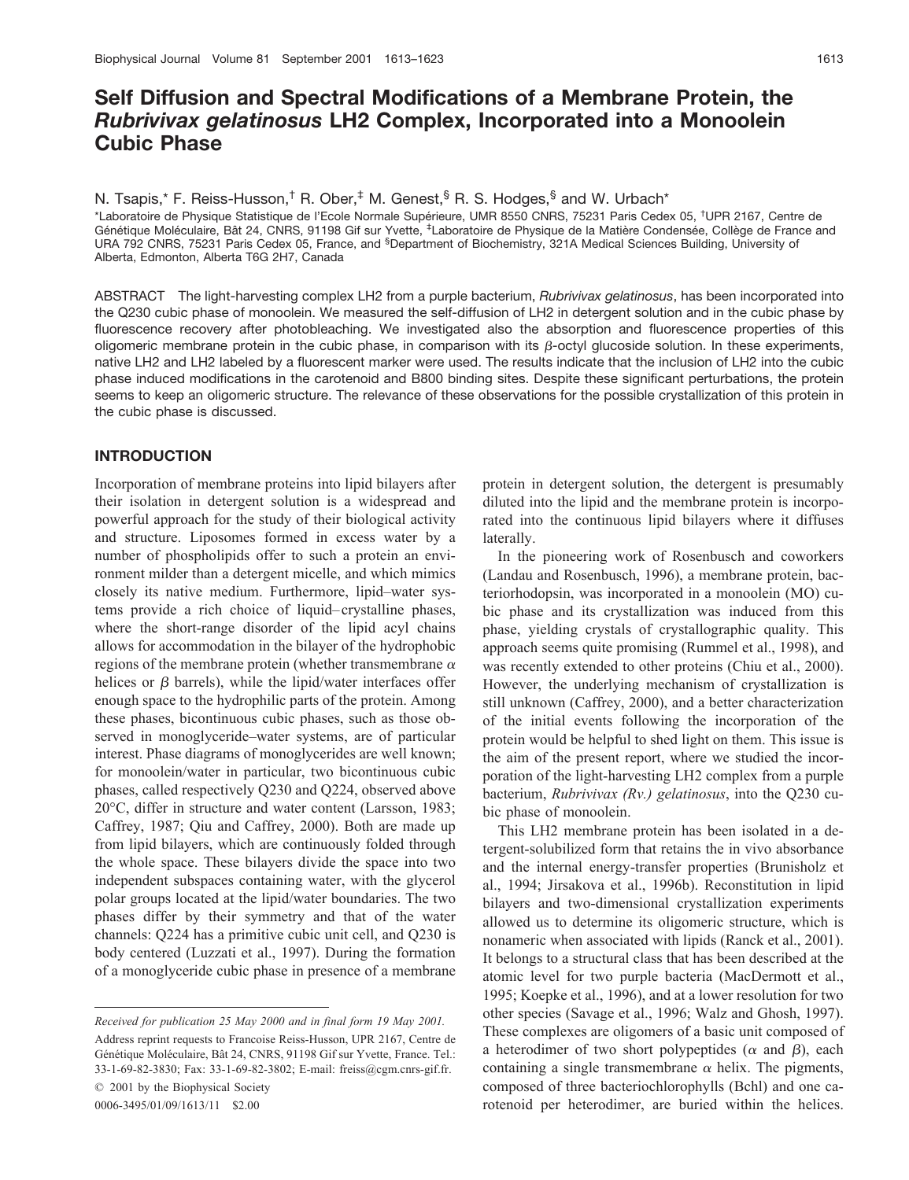# Self Diffusion and Spectral Modifications of a Membrane Protein, the *Rubrivivax gelatinosus* LH2 Complex, Incorporated into a Monoolein Cubic Phase

N. Tsapis,* F. Reiss-Husson,† R. Ober,‡ M. Genest,§ R. S. Hodges,§ and W. Urbach*

*Laboratoire de Physique Statistique de l'Ecole Normale Supérieure, UMR 8550 CNRS, 75231 Paris Cedex 05, †UPR 2167, Centre de Génétique Moléculaire, Bât 24, CNRS, 91198 Gif sur Yvette, ‡Laboratoire de Physique de la Matière Condensée, Collège de France and URA 792 CNRS, 75231 Paris Cedex 05, France, and §Department of Biochemistry, 321A Medical Sciences Building, University of Alberta, Edmonton, Alberta T6G 2H7, Canada

ABSTRACT The light-harvesting complex LH2 from a purple bacterium, *Rubrivivax gelatinosus*, has been incorporated into the Q230 cubic phase of monoolein. We measured the self-diffusion of LH2 in detergent solution and in the cubic phase by fluorescence recovery after photobleaching. We investigated also the absorption and fluorescence properties of this oligomeric membrane protein in the cubic phase, in comparison with its $\beta$-octyl glucoside solution. In these experiments, native LH2 and LH2 labeled by a fluorescent marker were used. The results indicate that the inclusion of LH2 into the cubic phase induced modifications in the carotenoid and B800 binding sites. Despite these significant perturbations, the protein seems to keep an oligomeric structure. The relevance of these observations for the possible crystallization of this protein in the cubic phase is discussed.

## INTRODUCTION

Incorporation of membrane proteins into lipid bilayers after their isolation in detergent solution is a widespread and powerful approach for the study of their biological activity and structure. Liposomes formed in excess water by a number of phospholipids offer to such a protein an environment milder than a detergent micelle, and which mimics closely its native medium. Furthermore, lipid–water systems provide a rich choice of liquid–crystalline phases, where the short-range disorder of the lipid acyl chains allows for accommodation in the bilayer of the hydrophobic regions of the membrane protein (whether transmembrane $\alpha$ helices or $\beta$ barrels), while the lipid/water interfaces offer enough space to the hydrophilic parts of the protein. Among these phases, bicontinuous cubic phases, such as those observed in monoglyceride–water systems, are of particular interest. Phase diagrams of monoglycerides are well known; for monoolein/water in particular, two bicontinuous cubic phases, called respectively Q230 and Q224, observed above 20°C, differ in structure and water content (Larsson, 1983; Caffrey, 1987; Qiu and Caffrey, 2000). Both are made up from lipid bilayers, which are continuously folded through the whole space. These bilayers divide the space into two independent subspaces containing water, with the glycerol polar groups located at the lipid/water boundaries. The two phases differ by their symmetry and that of the water channels: Q224 has a primitive cubic unit cell, and Q230 is body centered (Luzzati et al., 1997). During the formation of a monoglyceride cubic phase in presence of a membrane protein in detergent solution, the detergent is presumably diluted into the lipid and the membrane protein is incorporated into the continuous lipid bilayers where it diffuses laterally.

In the pioneering work of Rosenbusch and coworkers (Landau and Rosenbusch, 1996), a membrane protein, bacteriorhodopsin, was incorporated in a monoolein (MO) cubic phase and its crystallization was induced from this phase, yielding crystals of crystallographic quality. This approach seems quite promising (Rummel et al., 1998), and was recently extended to other proteins (Chiu et al., 2000). However, the underlying mechanism of crystallization is still unknown (Caffrey, 2000), and a better characterization of the initial events following the incorporation of the protein would be helpful to shed light on them. This issue is the aim of the present report, where we studied the incorporation of the light-harvesting LH2 complex from a purple bacterium, *Rubrivivax (Rv.) gelatinosus*, into the Q230 cubic phase of monoolein.

This LH2 membrane protein has been isolated in a detergent-solubilized form that retains the in vivo absorbance and the internal energy-transfer properties (Brunisholz et al., 1994; Jirsakova et al., 1996b). Reconstitution in lipid bilayers and two-dimensional crystallization experiments allowed us to determine its oligomeric structure, which is nonameric when associated with lipids (Ranck et al., 2001). It belongs to a structural class that has been described at the atomic level for two purple bacteria (MacDermott et al., 1995; Koepke et al., 1996), and at a lower resolution for two other species (Savage et al., 1996; Walz and Ghosh, 1997). These complexes are oligomers of a basic unit composed of a heterodimer of two short polypeptides ($\alpha$ and $\beta$), each containing a single transmembrane $\alpha$ helix. The pigments, composed of three bacteriochlorophylls (Bchl) and one carotenoid per heterodimer, are buried within the helices.

*Received for publication 25 May 2000 and in final form 19 May 2001.*

Address reprint requests to Francoise Reiss-Husson, UPR 2167, Centre de Génétique Moléculaire, Bât 24, CNRS, 91198 Gif sur Yvette, France. Tel.: 33-1-69-82-3830; Fax: 33-1-69-82-3802; E-mail: freiss@cgm.cnrs-gif.fr.

© 2001 by the Biophysical Society

0006-3495/01/09/1613/11 $2.00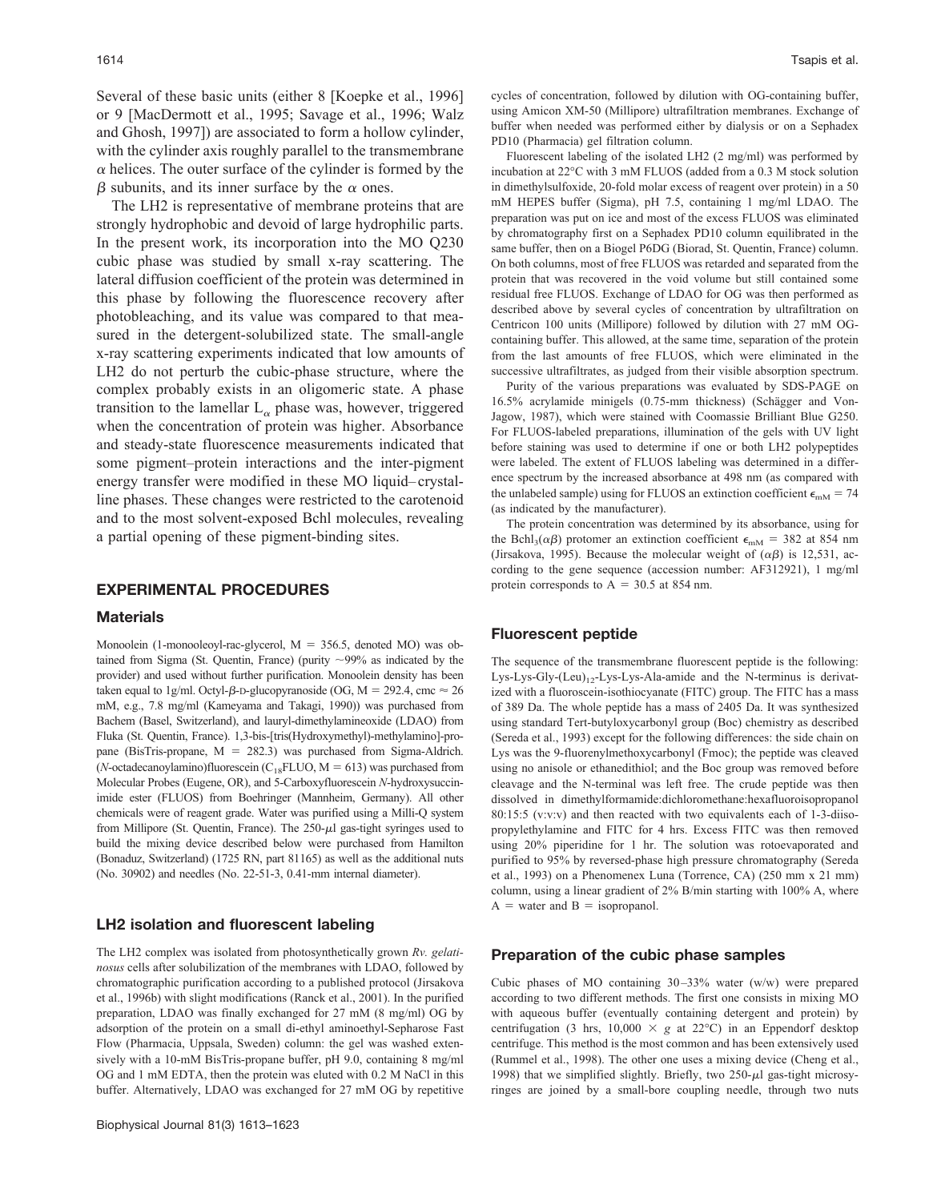Several of these basic units (either 8 [Koepke et al., 1996] or 9 [MacDermott et al., 1995; Savage et al., 1996; Walz and Ghosh, 1997]) are associated to form a hollow cylinder, with the cylinder axis roughly parallel to the transmembrane $\alpha$ helices. The outer surface of the cylinder is formed by the $\beta$ subunits, and its inner surface by the $\alpha$ ones.

The LH2 is representative of membrane proteins that are strongly hydrophobic and devoid of large hydrophilic parts. In the present work, its incorporation into the MO Q230 cubic phase was studied by small x-ray scattering. The lateral diffusion coefficient of the protein was determined in this phase by following the fluorescence recovery after photobleaching, and its value was compared to that measured in the detergent-solubilized state. The small-angle x-ray scattering experiments indicated that low amounts of LH2 do not perturb the cubic-phase structure, where the complex probably exists in an oligomeric state. A phase transition to the lamellar $L_\alpha$ phase was, however, triggered when the concentration of protein was higher. Absorbance and steady-state fluorescence measurements indicated that some pigment–protein interactions and the inter-pigment energy transfer were modified in these MO liquid–crystalline phases. These changes were restricted to the carotenoid and to the most solvent-exposed Bchl molecules, revealing a partial opening of these pigment-binding sites.

## EXPERIMENTAL PROCEDURES

### Materials

Monoolein (1-monooleoyl-rac-glycerol, M = 356.5, denoted MO) was obtained from Sigma (St. Quentin, France) (purity ~99% as indicated by the provider) and used without further purification. Monoolein density has been taken equal to 1g/ml. Octyl-$\beta$-D-glucopyranoside (OG, M = 292.4, cmc ≈ 26 mM, e.g., 7.8 mg/ml (Kameyama and Takagi, 1990)) was purchased from Bachem (Basel, Switzerland), and lauryl-dimethylamineoxide (LDAO) from Fluka (St. Quentin, France). 1,3-bis-[tris(Hydroxymethyl)-methylamino]-propane (BisTris-propane, M = 282.3) was purchased from Sigma-Aldrich. (*N*-octadecanoylamino)fluorescein ($C_{18}$FLUO, M = 613) was purchased from Molecular Probes (Eugene, OR), and 5-Carboxyfluorescein *N*-hydroxysuccinimide ester (FLUOS) from Boehringer (Mannheim, Germany). All other chemicals were of reagent grade. Water was purified using a Milli-Q system from Millipore (St. Quentin, France). The 250-$\mu$l gas-tight syringes used to build the mixing device described below were purchased from Hamilton (Bonaduz, Switzerland) (1725 RN, part 81165) as well as the additional nuts (No. 30902) and needles (No. 22-51-3, 0.41-mm internal diameter).

### LH2 isolation and fluorescent labeling

The LH2 complex was isolated from photosynthetically grown *Rv. gelatinosus* cells after solubilization of the membranes with LDAO, followed by chromatographic purification according to a published protocol (Jirsakova et al., 1996b) with slight modifications (Ranck et al., 2001). In the purified preparation, LDAO was finally exchanged for 27 mM (8 mg/ml) OG by adsorption of the protein on a small di-ethyl aminoethyl-Sepharose Fast Flow (Pharmacia, Uppsala, Sweden) column: the gel was washed extensively with a 10-mM BisTris-propane buffer, pH 9.0, containing 8 mg/ml OG and 1 mM EDTA, then the protein was eluted with 0.2 M NaCl in this buffer. Alternatively, LDAO was exchanged for 27 mM OG by repetitive cycles of concentration, followed by dilution with OG-containing buffer, using Amicon XM-50 (Millipore) ultrafiltration membranes. Exchange of buffer when needed was performed either by dialysis or on a Sephadex PD10 (Pharmacia) gel filtration column.

Fluorescent labeling of the isolated LH2 (2 mg/ml) was performed by incubation at 22°C with 3 mM FLUOS (added from a 0.3 M stock solution in dimethylsulfoxide, 20-fold molar excess of reagent over protein) in a 50 mM HEPES buffer (Sigma), pH 7.5, containing 1 mg/ml LDAO. The preparation was put on ice and most of the excess FLUOS was eliminated by chromatography first on a Sephadex PD10 column equilibrated in the same buffer, then on a Biogel P6DG (Biorad, St. Quentin, France) column. On both columns, most of free FLUOS was retarded and separated from the protein that was recovered in the void volume but still contained some residual free FLUOS. Exchange of LDAO for OG was then performed as described above by several cycles of concentration by ultrafiltration on Centricon 100 units (Millipore) followed by dilution with 27 mM OG-containing buffer. This allowed, at the same time, separation of the protein from the last amounts of free FLUOS, which were eliminated in the successive ultrafiltrates, as judged from their visible absorption spectrum.

Purity of the various preparations was evaluated by SDS-PAGE on 16.5% acrylamide minigels (0.75-mm thickness) (Schägger and Von-Jagow, 1987), which were stained with Coomassie Brilliant Blue G250. For FLUOS-labeled preparations, illumination of the gels with UV light before staining was used to determine if one or both LH2 polypeptides were labeled. The extent of FLUOS labeling was determined in a difference spectrum by the increased absorbance at 498 nm (as compared with the unlabeled sample) using for FLUOS an extinction coefficient $\epsilon_{mM} = 74$ (as indicated by the manufacturer).

The protein concentration was determined by its absorbance, using for the $Bchl_3(\alpha\beta)$ protomer an extinction coefficient $\epsilon_{mM} = 382$ at 854 nm (Jirsakova, 1995). Because the molecular weight of $(\alpha\beta)$ is 12,531, according to the gene sequence (accession number: AF312921), 1 mg/ml protein corresponds to A = 30.5 at 854 nm.

### Fluorescent peptide

The sequence of the transmembrane fluorescent peptide is the following: Lys-Lys-Gly-$(Leu)_{12}$-Lys-Lys-Ala-amide and the N-terminus is derivatized with a fluoroscein-isothiocyanate (FITC) group. The FITC has a mass of 389 Da. The whole peptide has a mass of 2405 Da. It was synthesized using standard Tert-butyloxycarbonyl group (Boc) chemistry as described (Sereda et al., 1993) except for the following differences: the side chain on Lys was the 9-fluorenylmethoxycarbonyl (Fmoc); the peptide was cleaved using no anisole or ethanedithiol; and the Boc group was removed before cleavage and the N-terminal was left free. The crude peptide was then dissolved in dimethylformamide:dichloromethane:hexafluoroisopropanol 80:15:5 (v:v:v) and then reacted with two equivalents each of 1-3-diisopropylethylamine and FITC for 4 hrs. Excess FITC was then removed using 20% piperidine for 1 hr. The solution was rotoevaporated and purified to 95% by reversed-phase high pressure chromatography (Sereda et al., 1993) on a Phenomenex Luna (Torrence, CA) (250 mm x 21 mm) column, using a linear gradient of 2% B/min starting with 100% A, where A = water and B = isopropanol.

### Preparation of the cubic phase samples

Cubic phases of MO containing 30–33% water (w/w) were prepared according to two different methods. The first one consists in mixing MO with aqueous buffer (eventually containing detergent and protein) by centrifugation (3 hrs, 10,000 × *g* at 22°C) in an Eppendorf desktop centrifuge. This method is the most common and has been extensively used (Rummel et al., 1998). The other one uses a mixing device (Cheng et al., 1998) that we simplified slightly. Briefly, two 250-$\mu$l gas-tight microsyringes are joined by a small-bore coupling needle, through two nuts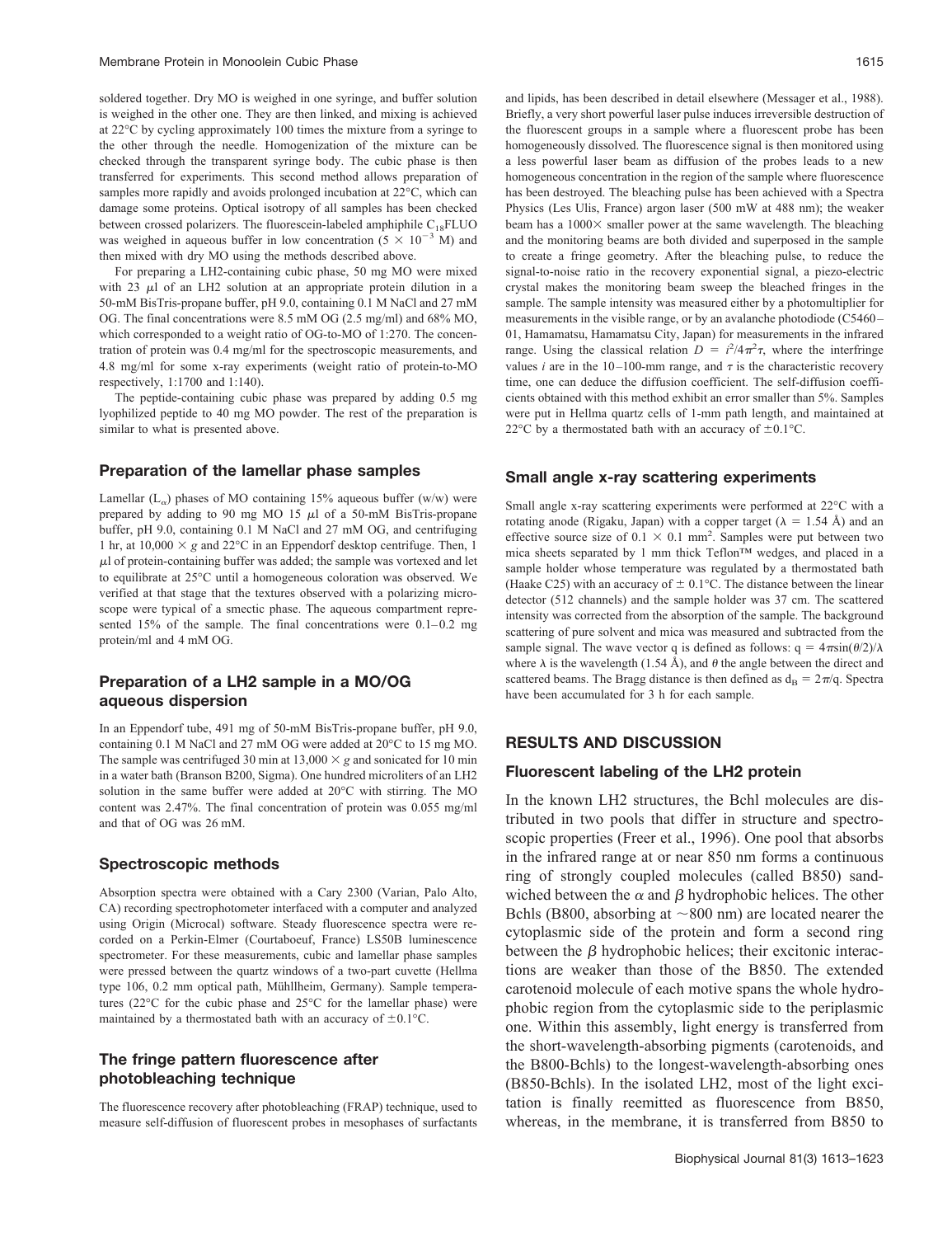soldered together. Dry MO is weighed in one syringe, and buffer solution is weighed in the other one. They are then linked, and mixing is achieved at 22°C by cycling approximately 100 times the mixture from a syringe to the other through the needle. Homogenization of the mixture can be checked through the transparent syringe body. The cubic phase is then transferred for experiments. This second method allows preparation of samples more rapidly and avoids prolonged incubation at 22°C, which can damage some proteins. Optical isotropy of all samples has been checked between crossed polarizers. The fluorescein-labeled amphiphile $C_{18}$FLUO was weighed in aqueous buffer in low concentration ($5 \times 10^{-3}$ M) and then mixed with dry MO using the methods described above.

For preparing a LH2-containing cubic phase, 50 mg MO were mixed with 23 μl of an LH2 solution at an appropriate protein dilution in a 50-mM BisTris-propane buffer, pH 9.0, containing 0.1 M NaCl and 27 mM OG. The final concentrations were 8.5 mM OG (2.5 mg/ml) and 68% MO, which corresponded to a weight ratio of OG-to-MO of 1:270. The concentration of protein was 0.4 mg/ml for the spectroscopic measurements, and 4.8 mg/ml for some x-ray experiments (weight ratio of protein-to-MO respectively, 1:1700 and 1:140).

The peptide-containing cubic phase was prepared by adding 0.5 mg lyophilized peptide to 40 mg MO powder. The rest of the preparation is similar to what is presented above.

## Preparation of the lamellar phase samples

Lamellar ($L_\alpha$) phases of MO containing 15% aqueous buffer (w/w) were prepared by adding to 90 mg MO 15 μl of a 50-mM BisTris-propane buffer, pH 9.0, containing 0.1 M NaCl and 27 mM OG, and centrifuging 1 hr, at 10,000 × *g* and 22°C in an Eppendorf desktop centrifuge. Then, 1 μl of protein-containing buffer was added; the sample was vortexed and let to equilibrate at 25°C until a homogeneous coloration was observed. We verified at that stage that the textures observed with a polarizing microscope were typical of a smectic phase. The aqueous compartment represented 15% of the sample. The final concentrations were 0.1–0.2 mg protein/ml and 4 mM OG.

## Preparation of a LH2 sample in a MO/OG aqueous dispersion

In an Eppendorf tube, 491 mg of 50-mM BisTris-propane buffer, pH 9.0, containing 0.1 M NaCl and 27 mM OG were added at 20°C to 15 mg MO. The sample was centrifuged 30 min at 13,000 × *g* and sonicated for 10 min in a water bath (Branson B200, Sigma). One hundred microliters of an LH2 solution in the same buffer were added at 20°C with stirring. The MO content was 2.47%. The final concentration of protein was 0.055 mg/ml and that of OG was 26 mM.

## Spectroscopic methods

Absorption spectra were obtained with a Cary 2300 (Varian, Palo Alto, CA) recording spectrophotometer interfaced with a computer and analyzed using Origin (Microcal) software. Steady fluorescence spectra were recorded on a Perkin-Elmer (Courtaboeuf, France) LS50B luminescence spectrometer. For these measurements, cubic and lamellar phase samples were pressed between the quartz windows of a two-part cuvette (Hellma type 106, 0.2 mm optical path, Mühllheim, Germany). Sample temperatures (22°C for the cubic phase and 25°C for the lamellar phase) were maintained by a thermostated bath with an accuracy of ±0.1°C.

## The fringe pattern fluorescence after photobleaching technique

The fluorescence recovery after photobleaching (FRAP) technique, used to measure self-diffusion of fluorescent probes in mesophases of surfactants and lipids, has been described in detail elsewhere (Messager et al., 1988). Briefly, a very short powerful laser pulse induces irreversible destruction of the fluorescent groups in a sample where a fluorescent probe has been homogeneously dissolved. The fluorescence signal is then monitored using a less powerful laser beam as diffusion of the probes leads to a new homogeneous concentration in the region of the sample where fluorescence has been destroyed. The bleaching pulse has been achieved with a Spectra Physics (Les Ulis, France) argon laser (500 mW at 488 nm); the weaker beam has a 1000× smaller power at the same wavelength. The bleaching and the monitoring beams are both divided and superposed in the sample to create a fringe geometry. After the bleaching pulse, to reduce the signal-to-noise ratio in the recovery exponential signal, a piezo-electric crystal makes the monitoring beam sweep the bleached fringes in the sample. The sample intensity was measured either by a photomultiplier for measurements in the visible range, or by an avalanche photodiode (C5460–01, Hamamatsu, Hamamatsu City, Japan) for measurements in the infrared range. Using the classical relation $D = i^2/4\pi^2\tau$, where the interfringe values $i$ are in the 10–100-mm range, and $\tau$ is the characteristic recovery time, one can deduce the diffusion coefficient. The self-diffusion coefficients obtained with this method exhibit an error smaller than 5%. Samples were put in Hellma quartz cells of 1-mm path length, and maintained at 22°C by a thermostated bath with an accuracy of ±0.1°C.

## Small angle x-ray scattering experiments

Small angle x-ray scattering experiments were performed at 22°C with a rotating anode (Rigaku, Japan) with a copper target ($\lambda = 1.54$ Å) and an effective source size of $0.1 \times 0.1$ mm$^2$. Samples were put between two mica sheets separated by 1 mm thick Teflon™ wedges, and placed in a sample holder whose temperature was regulated by a thermostated bath (Haake C25) with an accuracy of ± 0.1°C. The distance between the linear detector (512 channels) and the sample holder was 37 cm. The scattered intensity was corrected from the absorption of the sample. The background scattering of pure solvent and mica was measured and subtracted from the sample signal. The wave vector q is defined as follows: $q = 4\pi\sin(\theta/2)/\lambda$ where $\lambda$ is the wavelength (1.54 Å), and $\theta$ the angle between the direct and scattered beams. The Bragg distance is then defined as $d_B = 2\pi/q$. Spectra have been accumulated for 3 h for each sample.

# RESULTS AND DISCUSSION

## Fluorescent labeling of the LH2 protein

In the known LH2 structures, the Bchl molecules are distributed in two pools that differ in structure and spectroscopic properties (Freer et al., 1996). One pool that absorbs in the infrared range at or near 850 nm forms a continuous ring of strongly coupled molecules (called B850) sandwiched between the $\alpha$ and $\beta$ hydrophobic helices. The other Bchls (B800, absorbing at ~800 nm) are located nearer the cytoplasmic side of the protein and form a second ring between the $\beta$ hydrophobic helices; their excitonic interactions are weaker than those of the B850. The extended carotenoid molecule of each motive spans the whole hydrophobic region from the cytoplasmic side to the periplasmic one. Within this assembly, light energy is transferred from the short-wavelength-absorbing pigments (carotenoids, and the B800-Bchls) to the longest-wavelength-absorbing ones (B850-Bchls). In the isolated LH2, most of the light excitation is finally reemitted as fluorescence from B850, whereas, in the membrane, it is transferred from B850 to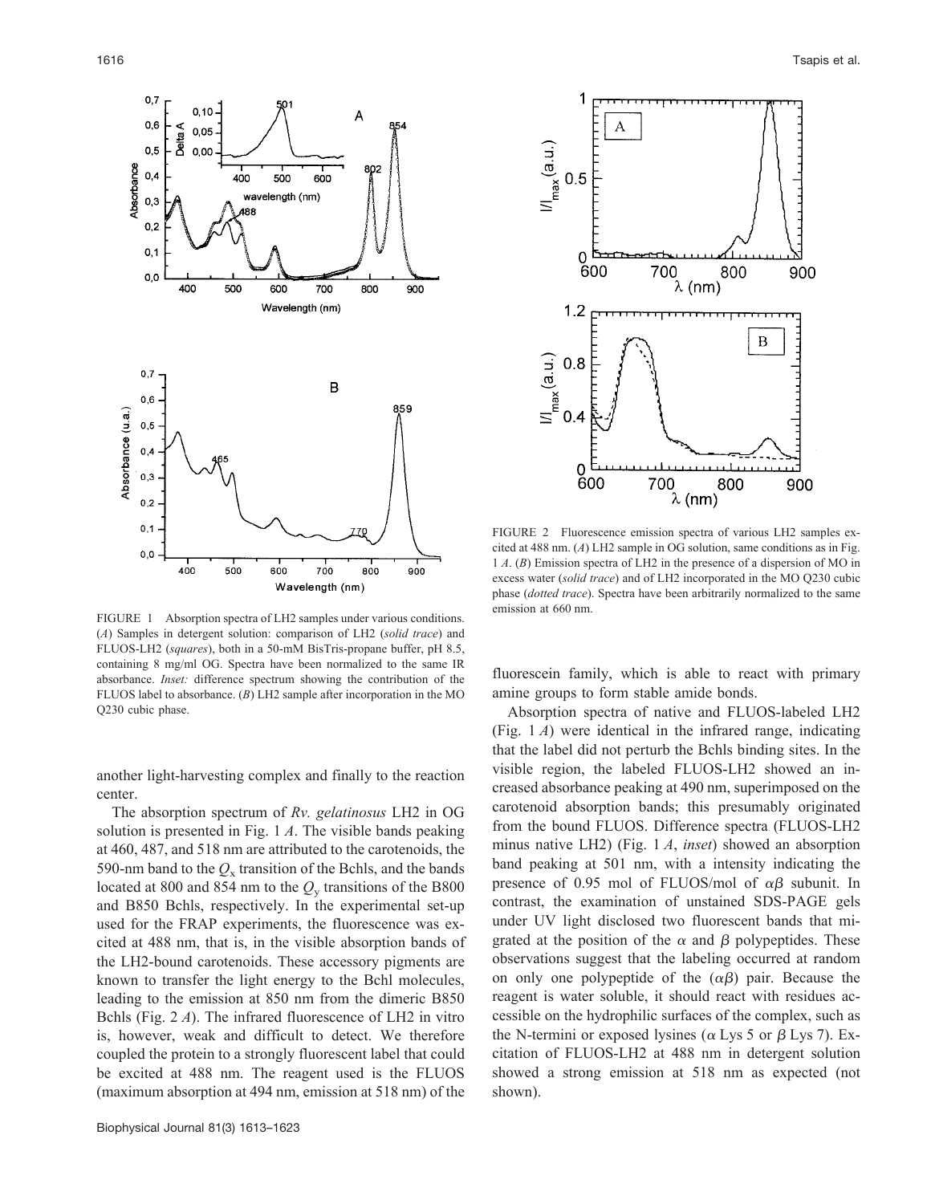0,7

0,10

501

A

0,6

854

0,05

Delta A

0,5

0,00

Absorbance

0,4

400 500 600

802

wavelength (nm)

0,3

488

0,2

0,1

0,0

400 500 600 700 800 900

Wavelength (nm)

0,7

B

0,6

859

0,5

Absorbance (u.a.)

0,4

465

0,3

0,2

0,1

770

0,0

400 500 600 700 800 900

Wavelength (nm)

FIGURE 1 Absorption spectra of LH2 samples under various conditions. (*A*) Samples in detergent solution: comparison of LH2 (*solid trace*) and FLUOS-LH2 (*squares*), both in a 50-mM BisTris-propane buffer, pH 8.5, containing 8 mg/ml OG. Spectra have been normalized to the same IR absorbance. *Inset:* difference spectrum showing the contribution of the FLUOS label to absorbance. (*B*) LH2 sample after incorporation in the MO Q230 cubic phase.

1

A

$I/I_{max}$ (a.u.)

0.5

0

600 700 800 900

$\lambda$ (nm)

1.2

B

0.8

$I/I_{max}$ (a.u.)

0.4

0

600 700 800 900

$\lambda$ (nm)

FIGURE 2 Fluorescence emission spectra of various LH2 samples excited at 488 nm. (*A*) LH2 sample in OG solution, same conditions as in Fig. 1 *A*. (*B*) Emission spectra of LH2 in the presence of a dispersion of MO in excess water (*solid trace*) and of LH2 incorporated in the MO Q230 cubic phase (*dotted trace*). Spectra have been arbitrarily normalized to the same emission at 660 nm.

another light-harvesting complex and finally to the reaction center.

The absorption spectrum of *Rv. gelatinosus* LH2 in OG solution is presented in Fig. 1 *A*. The visible bands peaking at 460, 487, and 518 nm are attributed to the carotenoids, the 590-nm band to the $Q_x$ transition of the Bchls, and the bands located at 800 and 854 nm to the $Q_y$ transitions of the B800 and B850 Bchls, respectively. In the experimental set-up used for the FRAP experiments, the fluorescence was excited at 488 nm, that is, in the visible absorption bands of the LH2-bound carotenoids. These accessory pigments are known to transfer the light energy to the Bchl molecules, leading to the emission at 850 nm from the dimeric B850 Bchls (Fig. 2 *A*). The infrared fluorescence of LH2 in vitro is, however, weak and difficult to detect. We therefore coupled the protein to a strongly fluorescent label that could be excited at 488 nm. The reagent used is the FLUOS (maximum absorption at 494 nm, emission at 518 nm) of the fluorescein family, which is able to react with primary amine groups to form stable amide bonds.

Absorption spectra of native and FLUOS-labeled LH2 (Fig. 1 *A*) were identical in the infrared range, indicating that the label did not perturb the Bchls binding sites. In the visible region, the labeled FLUOS-LH2 showed an increased absorbance peaking at 490 nm, superimposed on the carotenoid absorption bands; this presumably originated from the bound FLUOS. Difference spectra (FLUOS-LH2 minus native LH2) (Fig. 1 *A*, *inset*) showed an absorption band peaking at 501 nm, with a intensity indicating the presence of 0.95 mol of FLUOS/mol of $\alpha\beta$ subunit. In contrast, the examination of unstained SDS-PAGE gels under UV light disclosed two fluorescent bands that migrated at the position of the $\alpha$ and $\beta$ polypeptides. These observations suggest that the labeling occurred at random on only one polypeptide of the ($\alpha\beta$) pair. Because the reagent is water soluble, it should react with residues accessible on the hydrophilic surfaces of the complex, such as the N-termini or exposed lysines ($\alpha$ Lys 5 or $\beta$ Lys 7). Excitation of FLUOS-LH2 at 488 nm in detergent solution showed a strong emission at 518 nm as expected (not shown).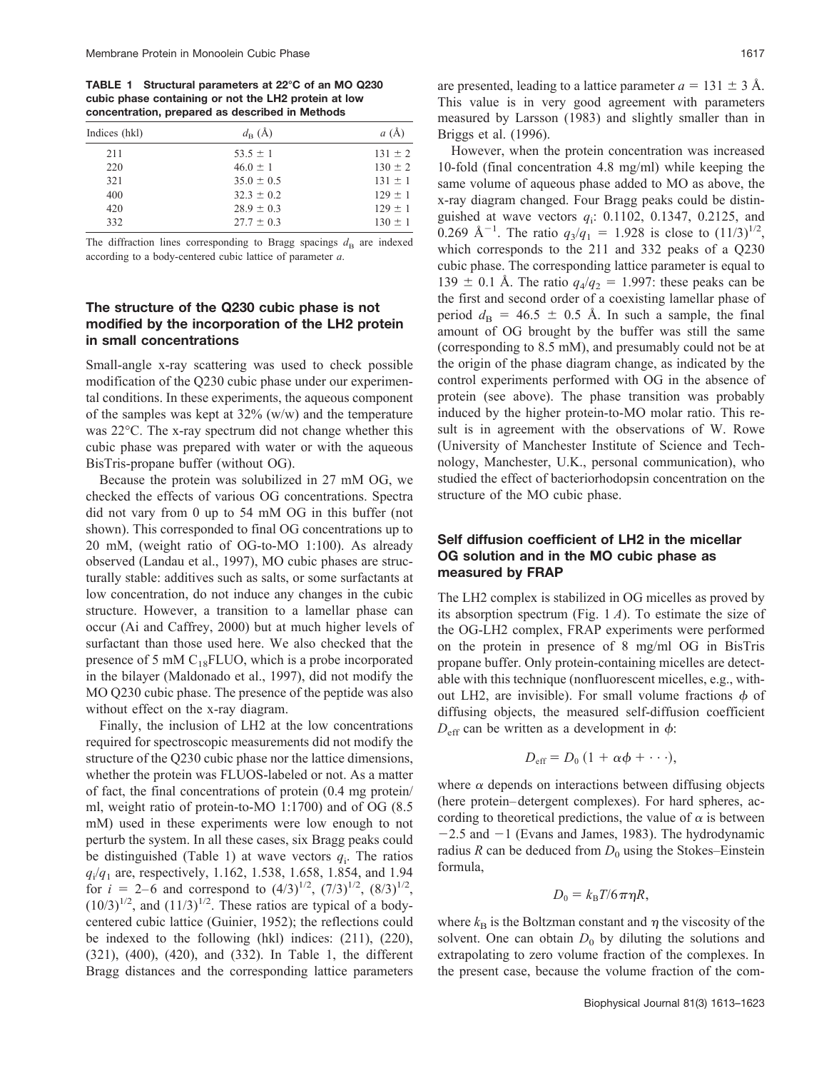**TABLE 1 Structural parameters at 22°C of an MO Q230 cubic phase containing or not the LH2 protein at low concentration, prepared as described in Methods**

| Indices (hkl) | $d_B$ (Å) | $a$ (Å) |
|---|---|---|
| 211 | 53.5 ± 1 | 131 ± 2 |
| 220 | 46.0 ± 1 | 130 ± 2 |
| 321 | 35.0 ± 0.5 | 131 ± 1 |
| 400 | 32.3 ± 0.2 | 129 ± 1 |
| 420 | 28.9 ± 0.3 | 129 ± 1 |
| 332 | 27.7 ± 0.3 | 130 ± 1 |

The diffraction lines corresponding to Bragg spacings $d_B$ are indexed according to a body-centered cubic lattice of parameter $a$.

### The structure of the Q230 cubic phase is not modified by the incorporation of the LH2 protein in small concentrations

Small-angle x-ray scattering was used to check possible modification of the Q230 cubic phase under our experimental conditions. In these experiments, the aqueous component of the samples was kept at 32% (w/w) and the temperature was 22°C. The x-ray spectrum did not change whether this cubic phase was prepared with water or with the aqueous BisTris-propane buffer (without OG).

Because the protein was solubilized in 27 mM OG, we checked the effects of various OG concentrations. Spectra did not vary from 0 up to 54 mM OG in this buffer (not shown). This corresponded to final OG concentrations up to 20 mM, (weight ratio of OG-to-MO 1:100). As already observed (Landau et al., 1997), MO cubic phases are structurally stable: additives such as salts, or some surfactants at low concentration, do not induce any changes in the cubic structure. However, a transition to a lamellar phase can occur (Ai and Caffrey, 2000) but at much higher levels of surfactant than those used here. We also checked that the presence of 5 mM $C_{18}$FLUO, which is a probe incorporated in the bilayer (Maldonado et al., 1997), did not modify the MO Q230 cubic phase. The presence of the peptide was also without effect on the x-ray diagram.

Finally, the inclusion of LH2 at the low concentrations required for spectroscopic measurements did not modify the structure of the Q230 cubic phase nor the lattice dimensions, whether the protein was FLUOS-labeled or not. As a matter of fact, the final concentrations of protein (0.4 mg protein/ml, weight ratio of protein-to-MO 1:1700) and of OG (8.5 mM) used in these experiments were low enough to not perturb the system. In all these cases, six Bragg peaks could be distinguished (Table 1) at wave vectors $q_i$. The ratios $q_i/q_1$ are, respectively, 1.162, 1.538, 1.658, 1.854, and 1.94 for $i$ = 2–6 and correspond to $(4/3)^{1/2}$, $(7/3)^{1/2}$, $(8/3)^{1/2}$, $(10/3)^{1/2}$, and $(11/3)^{1/2}$. These ratios are typical of a body-centered cubic lattice (Guinier, 1952); the reflections could be indexed to the following (hkl) indices: (211), (220), (321), (400), (420), and (332). In Table 1, the different Bragg distances and the corresponding lattice parameters are presented, leading to a lattice parameter $a$ = 131 ± 3 Å. This value is in very good agreement with parameters measured by Larsson (1983) and slightly smaller than in Briggs et al. (1996).

However, when the protein concentration was increased 10-fold (final concentration 4.8 mg/ml) while keeping the same volume of aqueous phase added to MO as above, the x-ray diagram changed. Four Bragg peaks could be distinguished at wave vectors $q_i$: 0.1102, 0.1347, 0.2125, and 0.269 $Å^{-1}$. The ratio $q_3/q_1$ = 1.928 is close to $(11/3)^{1/2}$, which corresponds to the 211 and 332 peaks of a Q230 cubic phase. The corresponding lattice parameter is equal to 139 ± 0.1 Å. The ratio $q_4/q_2$ = 1.997: these peaks can be the first and second order of a coexisting lamellar phase of period $d_B$ = 46.5 ± 0.5 Å. In such a sample, the final amount of OG brought by the buffer was still the same (corresponding to 8.5 mM), and presumably could not be at the origin of the phase diagram change, as indicated by the control experiments performed with OG in the absence of protein (see above). The phase transition was probably induced by the higher protein-to-MO molar ratio. This result is in agreement with the observations of W. Rowe (University of Manchester Institute of Science and Technology, Manchester, U.K., personal communication), who studied the effect of bacteriorhodopsin concentration on the structure of the MO cubic phase.

### Self diffusion coefficient of LH2 in the micellar OG solution and in the MO cubic phase as measured by FRAP

The LH2 complex is stabilized in OG micelles as proved by its absorption spectrum (Fig. 1 *A*). To estimate the size of the OG-LH2 complex, FRAP experiments were performed on the protein in presence of 8 mg/ml OG in BisTris propane buffer. Only protein-containing micelles are detectable with this technique (nonfluorescent micelles, e.g., without LH2, are invisible). For small volume fractions $\phi$ of diffusing objects, the measured self-diffusion coefficient $D_{\text{eff}}$ can be written as a development in $\phi$:

$$D_{\text{eff}} = D_0\,(1 + \alpha\phi + \cdots),$$

where $\alpha$ depends on interactions between diffusing objects (here protein–detergent complexes). For hard spheres, according to theoretical predictions, the value of $\alpha$ is between −2.5 and −1 (Evans and James, 1983). The hydrodynamic radius $R$ can be deduced from $D_0$ using the Stokes–Einstein formula,

$$D_0 = k_B T / 6\pi\eta R,$$

where $k_B$ is the Boltzman constant and $\eta$ the viscosity of the solvent. One can obtain $D_0$ by diluting the solutions and extrapolating to zero volume fraction of the complexes. In the present case, because the volume fraction of the com-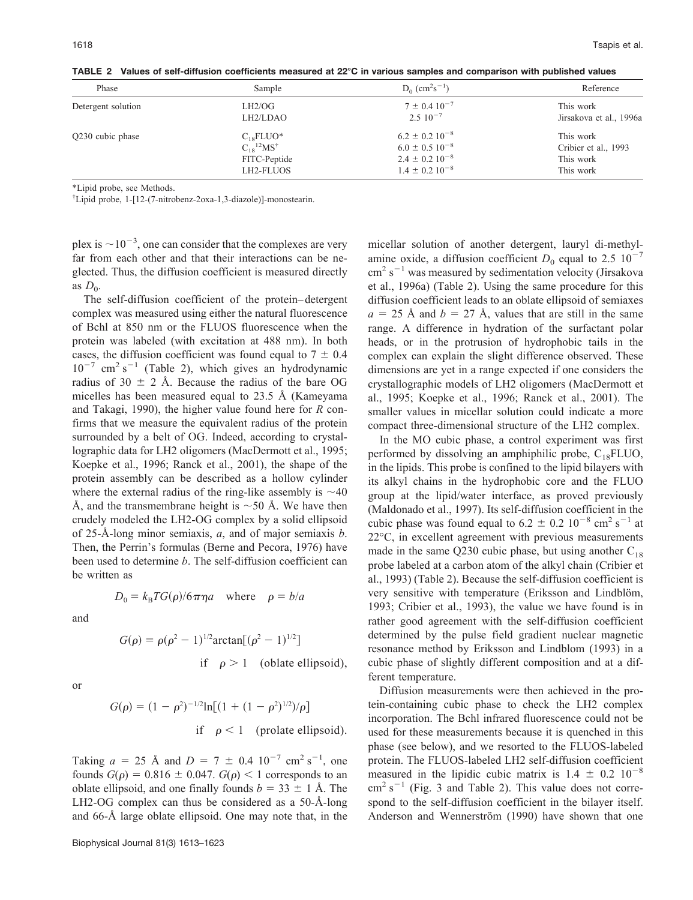**TABLE 2 Values of self-diffusion coefficients measured at 22°C in various samples and comparison with published values**

| Phase | Sample | $D_0$ ($cm^2s^{-1}$) | Reference |
|---|---|---|---|
| Detergent solution | LH2/OG | $7 \pm 0.4\ 10^{-7}$ | This work |
| | LH2/LDAO | $2.5\ 10^{-7}$ | Jirsakova et al., 1996a |
| Q230 cubic phase | $C_{18}$FLUO* | $6.2 \pm 0.2\ 10^{-8}$ | This work |
| | $C_{18}{}^{12}$MS† | $6.0 \pm 0.5\ 10^{-8}$ | Cribier et al., 1993 |
| | FITC-Peptide | $2.4 \pm 0.2\ 10^{-8}$ | This work |
| | LH2-FLUOS | $1.4 \pm 0.2\ 10^{-8}$ | This work |

*Lipid probe, see Methods.

†Lipid probe, 1-[12-(7-nitrobenz-2oxa-1,3-diazole)]-monostearin.

plex is $\sim 10^{-3}$, one can consider that the complexes are very far from each other and that their interactions can be neglected. Thus, the diffusion coefficient is measured directly as $D_0$.

The self-diffusion coefficient of the protein–detergent complex was measured using either the natural fluorescence of Bchl at 850 nm or the FLUOS fluorescence when the protein was labeled (with excitation at 488 nm). In both cases, the diffusion coefficient was found equal to $7 \pm 0.4$ $10^{-7}$ $cm^2\,s^{-1}$ (Table 2), which gives an hydrodynamic radius of $30 \pm 2$ Å. Because the radius of the bare OG micelles has been measured equal to 23.5 Å (Kameyama and Takagi, 1990), the higher value found here for $R$ confirms that we measure the equivalent radius of the protein surrounded by a belt of OG. Indeed, according to crystallographic data for LH2 oligomers (MacDermott et al., 1995; Koepke et al., 1996; Ranck et al., 2001), the shape of the protein assembly can be described as a hollow cylinder where the external radius of the ring-like assembly is $\sim$40 Å, and the transmembrane height is $\sim$50 Å. We have then crudely modeled the LH2-OG complex by a solid ellipsoid of 25-Å-long minor semiaxis, $a$, and of major semiaxis $b$. Then, the Perrin's formulas (Berne and Pecora, 1976) have been used to determine $b$. The self-diffusion coefficient can be written as

$$D_0 = k_B T G(\rho)/6\pi\eta a \quad \text{where} \quad \rho = b/a$$

and

$$G(\rho) = \rho(\rho^2 - 1)^{1/2}\arctan[(\rho^2 - 1)^{1/2}] \quad \text{if} \quad \rho > 1 \quad \text{(oblate ellipsoid)},$$

or

$$G(\rho) = (1 - \rho^2)^{-1/2}\ln[(1 + (1 - \rho^2)^{1/2})/\rho] \quad \text{if} \quad \rho < 1 \quad \text{(prolate ellipsoid)}.$$

Taking $a = 25$ Å and $D = 7 \pm 0.4\ 10^{-7}$ $cm^2\,s^{-1}$, one founds $G(\rho) = 0.816 \pm 0.047$. $G(\rho) < 1$ corresponds to an oblate ellipsoid, and one finally founds $b = 33 \pm 1$ Å. The LH2-OG complex can thus be considered as a 50-Å-long and 66-Å large oblate ellipsoid. One may note that, in the micellar solution of another detergent, lauryl di-methylamine oxide, a diffusion coefficient $D_0$ equal to 2.5 $10^{-7}$ $cm^2\,s^{-1}$ was measured by sedimentation velocity (Jirsakova et al., 1996a) (Table 2). Using the same procedure for this diffusion coefficient leads to an oblate ellipsoid of semiaxes $a = 25$ Å and $b = 27$ Å, values that are still in the same range. A difference in hydration of the surfactant polar heads, or in the protrusion of hydrophobic tails in the complex can explain the slight difference observed. These dimensions are yet in a range expected if one considers the crystallographic models of LH2 oligomers (MacDermott et al., 1995; Koepke et al., 1996; Ranck et al., 2001). The smaller values in micellar solution could indicate a more compact three-dimensional structure of the LH2 complex.

In the MO cubic phase, a control experiment was first performed by dissolving an amphiphilic probe, $C_{18}$FLUO, in the lipids. This probe is confined to the lipid bilayers with its alkyl chains in the hydrophobic core and the FLUO group at the lipid/water interface, as proved previously (Maldonado et al., 1997). Its self-diffusion coefficient in the cubic phase was found equal to $6.2 \pm 0.2\ 10^{-8}$ $cm^2\,s^{-1}$ at 22°C, in excellent agreement with previous measurements made in the same Q230 cubic phase, but using another $C_{18}$ probe labeled at a carbon atom of the alkyl chain (Cribier et al., 1993) (Table 2). Because the self-diffusion coefficient is very sensitive with temperature (Eriksson and Lindblöm, 1993; Cribier et al., 1993), the value we have found is in rather good agreement with the self-diffusion coefficient determined by the pulse field gradient nuclear magnetic resonance method by Eriksson and Lindblom (1993) in a cubic phase of slightly different composition and at a different temperature.

Diffusion measurements were then achieved in the protein-containing cubic phase to check the LH2 complex incorporation. The Bchl infrared fluorescence could not be used for these measurements because it is quenched in this phase (see below), and we resorted to the FLUOS-labeled protein. The FLUOS-labeled LH2 self-diffusion coefficient measured in the lipidic cubic matrix is $1.4 \pm 0.2\ 10^{-8}$ $cm^2\,s^{-1}$ (Fig. 3 and Table 2). This value does not correspond to the self-diffusion coefficient in the bilayer itself. Anderson and Wennerström (1990) have shown that one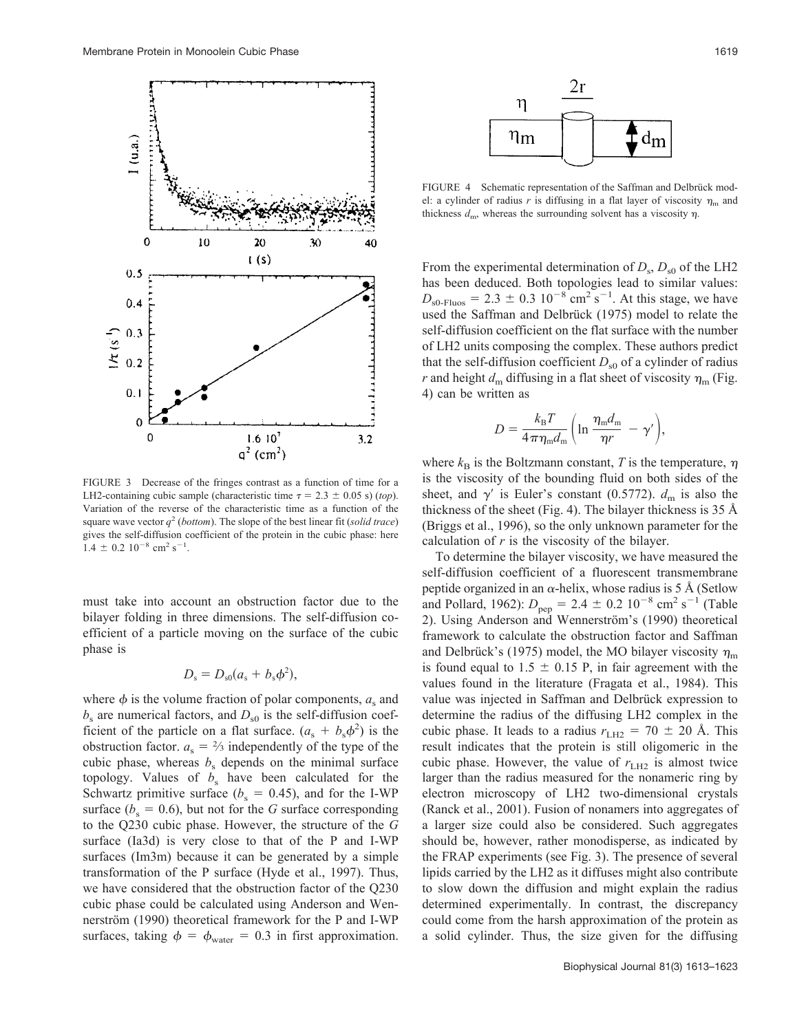I (u.a.)

t (s)

0 10 20 30 40

1/τ (s⁻¹)

0 0.1 0.2 0.3 0.4 0.5

0 1.6 10⁷ 3.2

q² (cm²)

FIGURE 3 Decrease of the fringes contrast as a function of time for a LH2-containing cubic sample (characteristic time $\tau = 2.3 \pm 0.05$ s) (*top*). Variation of the reverse of the characteristic time as a function of the square wave vector $q^2$ (*bottom*). The slope of the best linear fit (*solid trace*) gives the self-diffusion coefficient of the protein in the cubic phase: here $1.4 \pm 0.2\ 10^{-8}$ cm$^2$ s$^{-1}$.

must take into account an obstruction factor due to the bilayer folding in three dimensions. The self-diffusion coefficient of a particle moving on the surface of the cubic phase is

$$D_s = D_{s0}(a_s + b_s\phi^2),$$

where $\phi$ is the volume fraction of polar components, $a_s$ and $b_s$ are numerical factors, and $D_{s0}$ is the self-diffusion coefficient of the particle on a flat surface. $(a_s + b_s\phi^2)$ is the obstruction factor. $a_s = ⅔$ independently of the type of the cubic phase, whereas $b_s$ depends on the minimal surface topology. Values of $b_s$ have been calculated for the Schwartz primitive surface ($b_s = 0.45$), and for the I-WP surface ($b_s = 0.6$), but not for the *G* surface corresponding to the Q230 cubic phase. However, the structure of the *G* surface (Ia3d) is very close to that of the P and I-WP surfaces (Im3m) because it can be generated by a simple transformation of the P surface (Hyde et al., 1997). Thus, we have considered that the obstruction factor of the Q230 cubic phase could be calculated using Anderson and Wennerström (1990) theoretical framework for the P and I-WP surfaces, taking $\phi = \phi_{water} = 0.3$ in first approximation.

η

2r

ηm

dm

FIGURE 4 Schematic representation of the Saffman and Delbrück model: a cylinder of radius *r* is diffusing in a flat layer of viscosity $\eta_m$ and thickness $d_m$, whereas the surrounding solvent has a viscosity $\eta$.

From the experimental determination of $D_s$, $D_{s0}$ of the LH2 has been deduced. Both topologies lead to similar values: $D_{s0\text{-Fluos}} = 2.3 \pm 0.3\ 10^{-8}$ cm$^2$ s$^{-1}$. At this stage, we have used the Saffman and Delbrück (1975) model to relate the self-diffusion coefficient on the flat surface with the number of LH2 units composing the complex. These authors predict that the self-diffusion coefficient $D_{s0}$ of a cylinder of radius *r* and height $d_m$ diffusing in a flat sheet of viscosity $\eta_m$ (Fig. 4) can be written as

$$D = \frac{k_B T}{4\pi\eta_m d_m}\left(\ln\frac{\eta_m d_m}{\eta r} - \gamma'\right),$$

where $k_B$ is the Boltzmann constant, *T* is the temperature, $\eta$ is the viscosity of the bounding fluid on both sides of the sheet, and $\gamma'$ is Euler's constant (0.5772). $d_m$ is also the thickness of the sheet (Fig. 4). The bilayer thickness is 35 Å (Briggs et al., 1996), so the only unknown parameter for the calculation of *r* is the viscosity of the bilayer.

To determine the bilayer viscosity, we have measured the self-diffusion coefficient of a fluorescent transmembrane peptide organized in an α-helix, whose radius is 5 Å (Setlow and Pollard, 1962): $D_{pep} = 2.4 \pm 0.2\ 10^{-8}$ cm$^2$ s$^{-1}$ (Table 2). Using Anderson and Wennerström's (1990) theoretical framework to calculate the obstruction factor and Saffman and Delbrück's (1975) model, the MO bilayer viscosity $\eta_m$ is found equal to $1.5 \pm 0.15$ P, in fair agreement with the values found in the literature (Fragata et al., 1984). This value was injected in Saffman and Delbrück expression to determine the radius of the diffusing LH2 complex in the cubic phase. It leads to a radius $r_{LH2} = 70 \pm 20$ Å. This result indicates that the protein is still oligomeric in the cubic phase. However, the value of $r_{LH2}$ is almost twice larger than the radius measured for the nonameric ring by electron microscopy of LH2 two-dimensional crystals (Ranck et al., 2001). Fusion of nonamers into aggregates of a larger size could also be considered. Such aggregates should be, however, rather monodisperse, as indicated by the FRAP experiments (see Fig. 3). The presence of several lipids carried by the LH2 as it diffuses might also contribute to slow down the diffusion and might explain the radius determined experimentally. In contrast, the discrepancy could come from the harsh approximation of the protein as a solid cylinder. Thus, the size given for the diffusing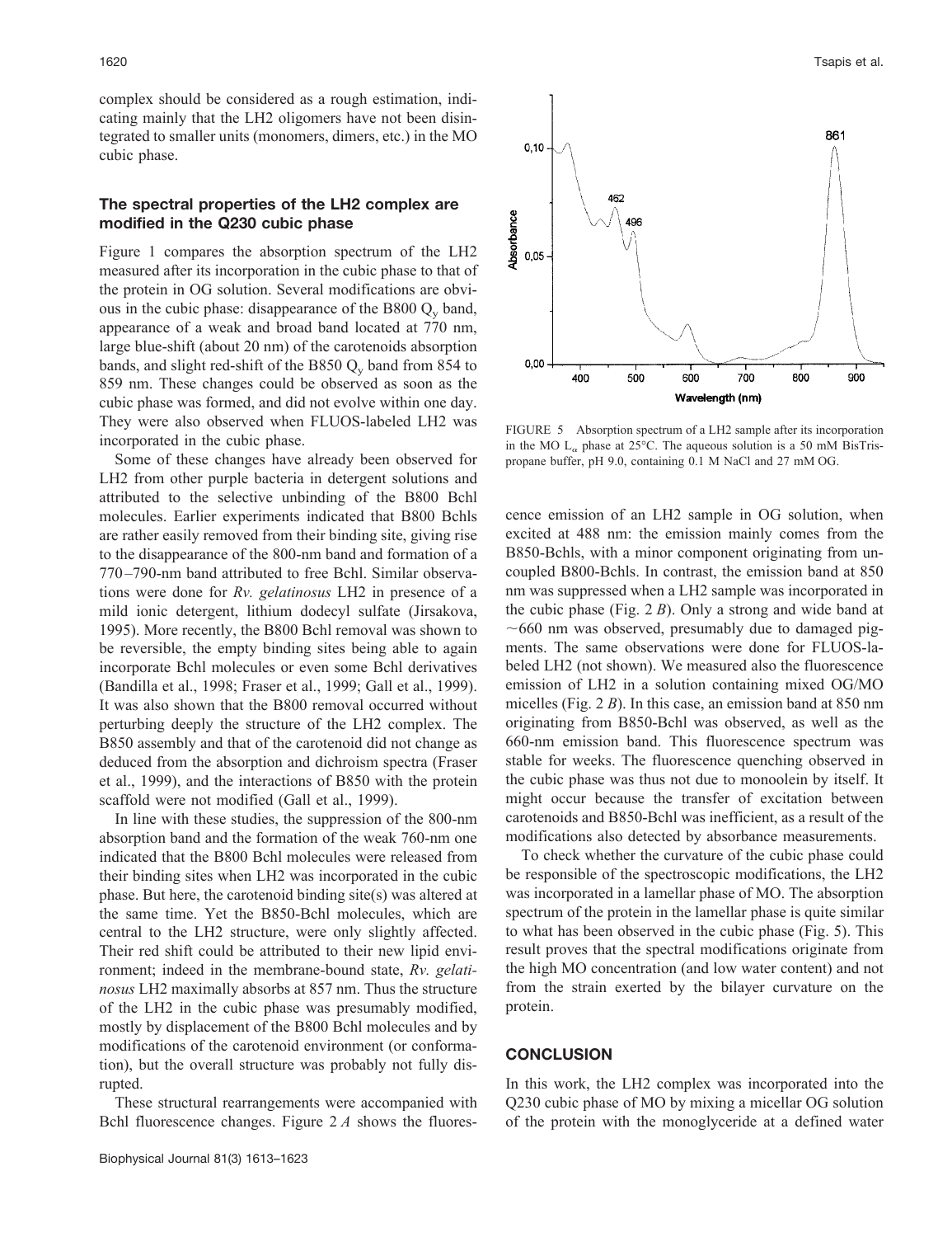complex should be considered as a rough estimation, indicating mainly that the LH2 oligomers have not been disintegrated to smaller units (monomers, dimers, etc.) in the MO cubic phase.

### The spectral properties of the LH2 complex are modified in the Q230 cubic phase

Figure 1 compares the absorption spectrum of the LH2 measured after its incorporation in the cubic phase to that of the protein in OG solution. Several modifications are obvious in the cubic phase: disappearance of the B800 $Q_y$ band, appearance of a weak and broad band located at 770 nm, large blue-shift (about 20 nm) of the carotenoids absorption bands, and slight red-shift of the B850 $Q_y$ band from 854 to 859 nm. These changes could be observed as soon as the cubic phase was formed, and did not evolve within one day. They were also observed when FLUOS-labeled LH2 was incorporated in the cubic phase.

Some of these changes have already been observed for LH2 from other purple bacteria in detergent solutions and attributed to the selective unbinding of the B800 Bchl molecules. Earlier experiments indicated that B800 Bchls are rather easily removed from their binding site, giving rise to the disappearance of the 800-nm band and formation of a 770–790-nm band attributed to free Bchl. Similar observations were done for *Rv. gelatinosus* LH2 in presence of a mild ionic detergent, lithium dodecyl sulfate (Jirsakova, 1995). More recently, the B800 Bchl removal was shown to be reversible, the empty binding sites being able to again incorporate Bchl molecules or even some Bchl derivatives (Bandilla et al., 1998; Fraser et al., 1999; Gall et al., 1999). It was also shown that the B800 removal occurred without perturbing deeply the structure of the LH2 complex. The B850 assembly and that of the carotenoid did not change as deduced from the absorption and dichroism spectra (Fraser et al., 1999), and the interactions of B850 with the protein scaffold were not modified (Gall et al., 1999).

In line with these studies, the suppression of the 800-nm absorption band and the formation of the weak 760-nm one indicated that the B800 Bchl molecules were released from their binding sites when LH2 was incorporated in the cubic phase. But here, the carotenoid binding site(s) was altered at the same time. Yet the B850-Bchl molecules, which are central to the LH2 structure, were only slightly affected. Their red shift could be attributed to their new lipid environment; indeed in the membrane-bound state, *Rv. gelatinosus* LH2 maximally absorbs at 857 nm. Thus the structure of the LH2 in the cubic phase was presumably modified, mostly by displacement of the B800 Bchl molecules and by modifications of the carotenoid environment (or conformation), but the overall structure was probably not fully disrupted.

These structural rearrangements were accompanied with Bchl fluorescence changes. Figure 2 *A* shows the fluorescence emission of an LH2 sample in OG solution, when excited at 488 nm: the emission mainly comes from the B850-Bchls, with a minor component originating from uncoupled B800-Bchls. In contrast, the emission band at 850 nm was suppressed when a LH2 sample was incorporated in the cubic phase (Fig. 2 *B*). Only a strong and wide band at ~660 nm was observed, presumably due to damaged pigments. The same observations were done for FLUOS-labeled LH2 (not shown). We measured also the fluorescence emission of LH2 in a solution containing mixed OG/MO micelles (Fig. 2 *B*). In this case, an emission band at 850 nm originating from B850-Bchl was observed, as well as the 660-nm emission band. This fluorescence spectrum was stable for weeks. The fluorescence quenching observed in the cubic phase was thus not due to monoolein by itself. It might occur because the transfer of excitation between carotenoids and B850-Bchl was inefficient, as a result of the modifications also detected by absorbance measurements.

To check whether the curvature of the cubic phase could be responsible of the spectroscopic modifications, the LH2 was incorporated in a lamellar phase of MO. The absorption spectrum of the protein in the lamellar phase is quite similar to what has been observed in the cubic phase (Fig. 5). This result proves that the spectral modifications originate from the high MO concentration (and low water content) and not from the strain exerted by the bilayer curvature on the protein.

0,10
0,05
0,00
Absorbance
400
500
600
700
800
900
Wavelength (nm)
861
462
496

FIGURE 5 Absorption spectrum of a LH2 sample after its incorporation in the MO $L_\alpha$ phase at 25°C. The aqueous solution is a 50 mM BisTris-propane buffer, pH 9.0, containing 0.1 M NaCl and 27 mM OG.

## CONCLUSION

In this work, the LH2 complex was incorporated into the Q230 cubic phase of MO by mixing a micellar OG solution of the protein with the monoglyceride at a defined water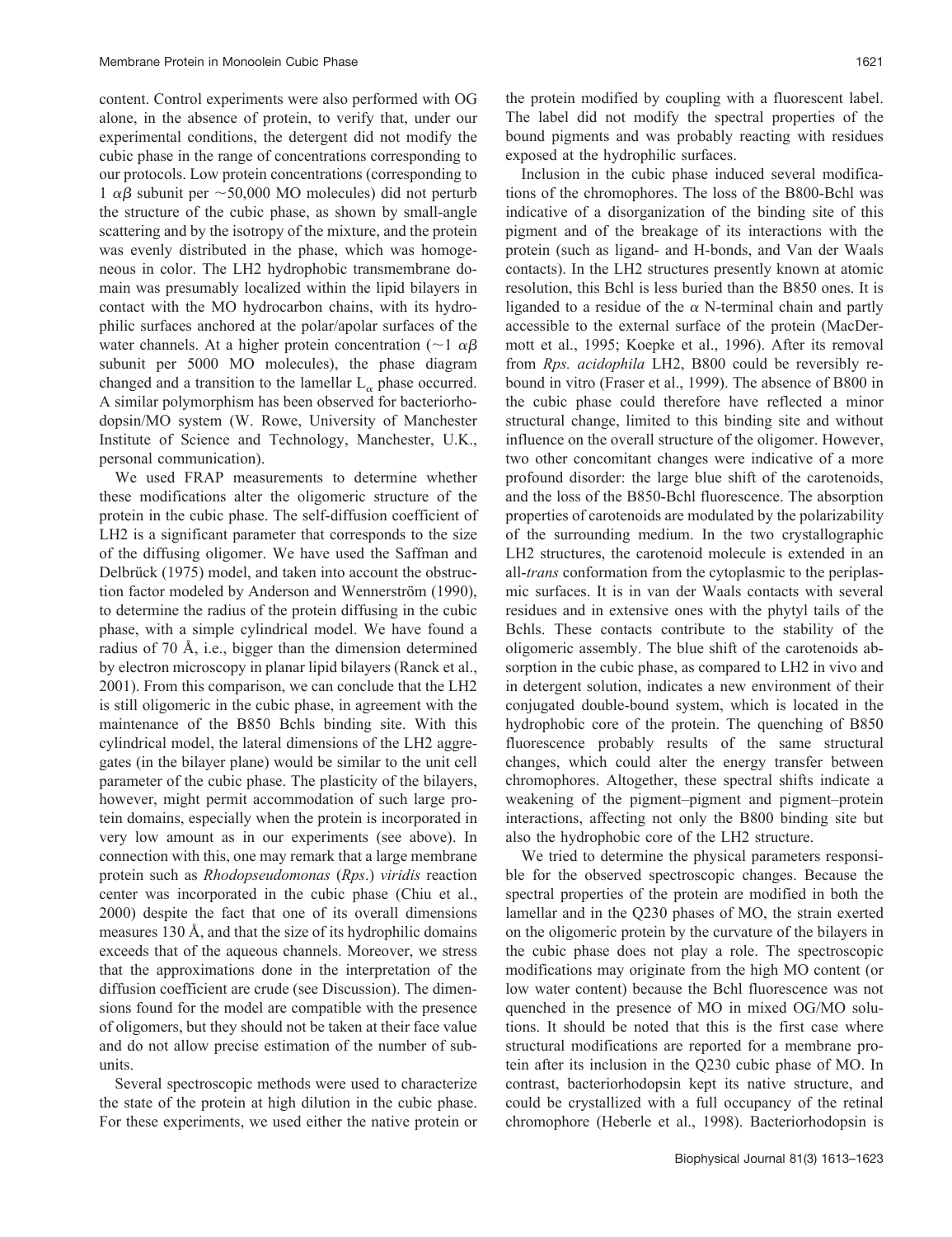content. Control experiments were also performed with OG alone, in the absence of protein, to verify that, under our experimental conditions, the detergent did not modify the cubic phase in the range of concentrations corresponding to our protocols. Low protein concentrations (corresponding to 1 $\alpha\beta$ subunit per ~50,000 MO molecules) did not perturb the structure of the cubic phase, as shown by small-angle scattering and by the isotropy of the mixture, and the protein was evenly distributed in the phase, which was homogeneous in color. The LH2 hydrophobic transmembrane domain was presumably localized within the lipid bilayers in contact with the MO hydrocarbon chains, with its hydrophilic surfaces anchored at the polar/apolar surfaces of the water channels. At a higher protein concentration (~1 $\alpha\beta$ subunit per 5000 MO molecules), the phase diagram changed and a transition to the lamellar $L_\alpha$ phase occurred. A similar polymorphism has been observed for bacteriorhodopsin/MO system (W. Rowe, University of Manchester Institute of Science and Technology, Manchester, U.K., personal communication).

We used FRAP measurements to determine whether these modifications alter the oligomeric structure of the protein in the cubic phase. The self-diffusion coefficient of LH2 is a significant parameter that corresponds to the size of the diffusing oligomer. We have used the Saffman and Delbrück (1975) model, and taken into account the obstruction factor modeled by Anderson and Wennerström (1990), to determine the radius of the protein diffusing in the cubic phase, with a simple cylindrical model. We have found a radius of 70 Å, i.e., bigger than the dimension determined by electron microscopy in planar lipid bilayers (Ranck et al., 2001). From this comparison, we can conclude that the LH2 is still oligomeric in the cubic phase, in agreement with the maintenance of the B850 Bchls binding site. With this cylindrical model, the lateral dimensions of the LH2 aggregates (in the bilayer plane) would be similar to the unit cell parameter of the cubic phase. The plasticity of the bilayers, however, might permit accommodation of such large protein domains, especially when the protein is incorporated in very low amount as in our experiments (see above). In connection with this, one may remark that a large membrane protein such as *Rhodopseudomonas* (*Rps*.) *viridis* reaction center was incorporated in the cubic phase (Chiu et al., 2000) despite the fact that one of its overall dimensions measures 130 Å, and that the size of its hydrophilic domains exceeds that of the aqueous channels. Moreover, we stress that the approximations done in the interpretation of the diffusion coefficient are crude (see Discussion). The dimensions found for the model are compatible with the presence of oligomers, but they should not be taken at their face value and do not allow precise estimation of the number of subunits.

Several spectroscopic methods were used to characterize the state of the protein at high dilution in the cubic phase. For these experiments, we used either the native protein or the protein modified by coupling with a fluorescent label. The label did not modify the spectral properties of the bound pigments and was probably reacting with residues exposed at the hydrophilic surfaces.

Inclusion in the cubic phase induced several modifications of the chromophores. The loss of the B800-Bchl was indicative of a disorganization of the binding site of this pigment and of the breakage of its interactions with the protein (such as ligand- and H-bonds, and Van der Waals contacts). In the LH2 structures presently known at atomic resolution, this Bchl is less buried than the B850 ones. It is liganded to a residue of the $\alpha$ N-terminal chain and partly accessible to the external surface of the protein (MacDermott et al., 1995; Koepke et al., 1996). After its removal from *Rps. acidophila* LH2, B800 could be reversibly rebound in vitro (Fraser et al., 1999). The absence of B800 in the cubic phase could therefore have reflected a minor structural change, limited to this binding site and without influence on the overall structure of the oligomer. However, two other concomitant changes were indicative of a more profound disorder: the large blue shift of the carotenoids, and the loss of the B850-Bchl fluorescence. The absorption properties of carotenoids are modulated by the polarizability of the surrounding medium. In the two crystallographic LH2 structures, the carotenoid molecule is extended in an all-*trans* conformation from the cytoplasmic to the periplasmic surfaces. It is in van der Waals contacts with several residues and in extensive ones with the phytyl tails of the Bchls. These contacts contribute to the stability of the oligomeric assembly. The blue shift of the carotenoids absorption in the cubic phase, as compared to LH2 in vivo and in detergent solution, indicates a new environment of their conjugated double-bound system, which is located in the hydrophobic core of the protein. The quenching of B850 fluorescence probably results of the same structural changes, which could alter the energy transfer between chromophores. Altogether, these spectral shifts indicate a weakening of the pigment–pigment and pigment–protein interactions, affecting not only the B800 binding site but also the hydrophobic core of the LH2 structure.

We tried to determine the physical parameters responsible for the observed spectroscopic changes. Because the spectral properties of the protein are modified in both the lamellar and in the Q230 phases of MO, the strain exerted on the oligomeric protein by the curvature of the bilayers in the cubic phase does not play a role. The spectroscopic modifications may originate from the high MO content (or low water content) because the Bchl fluorescence was not quenched in the presence of MO in mixed OG/MO solutions. It should be noted that this is the first case where structural modifications are reported for a membrane protein after its inclusion in the Q230 cubic phase of MO. In contrast, bacteriorhodopsin kept its native structure, and could be crystallized with a full occupancy of the retinal chromophore (Heberle et al., 1998). Bacteriorhodopsin is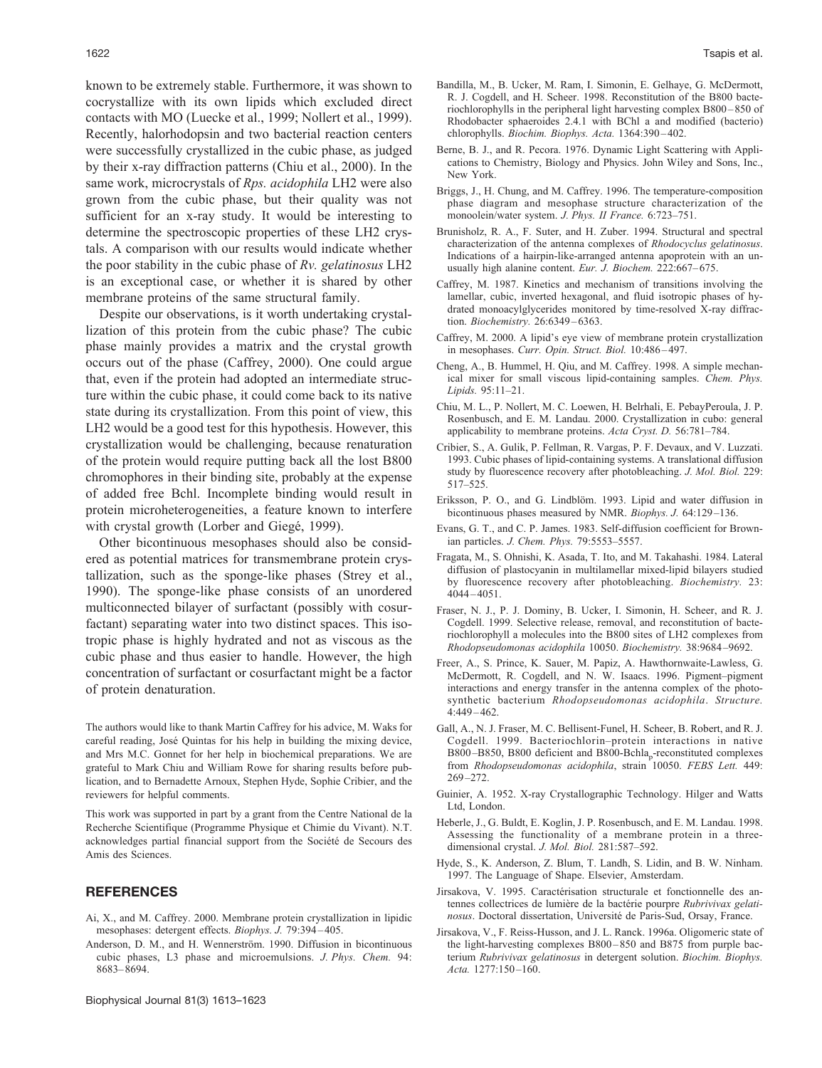known to be extremely stable. Furthermore, it was shown to cocrystallize with its own lipids which excluded direct contacts with MO (Luecke et al., 1999; Nollert et al., 1999). Recently, halorhodopsin and two bacterial reaction centers were successfully crystallized in the cubic phase, as judged by their x-ray diffraction patterns (Chiu et al., 2000). In the same work, microcrystals of *Rps. acidophila* LH2 were also grown from the cubic phase, but their quality was not sufficient for an x-ray study. It would be interesting to determine the spectroscopic properties of these LH2 crystals. A comparison with our results would indicate whether the poor stability in the cubic phase of *Rv. gelatinosus* LH2 is an exceptional case, or whether it is shared by other membrane proteins of the same structural family.

Despite our observations, is it worth undertaking crystallization of this protein from the cubic phase? The cubic phase mainly provides a matrix and the crystal growth occurs out of the phase (Caffrey, 2000). One could argue that, even if the protein had adopted an intermediate structure within the cubic phase, it could come back to its native state during its crystallization. From this point of view, this LH2 would be a good test for this hypothesis. However, this crystallization would be challenging, because renaturation of the protein would require putting back all the lost B800 chromophores in their binding site, probably at the expense of added free Bchl. Incomplete binding would result in protein microheterogeneities, a feature known to interfere with crystal growth (Lorber and Giegé, 1999).

Other bicontinuous mesophases should also be considered as potential matrices for transmembrane protein crystallization, such as the sponge-like phases (Strey et al., 1990). The sponge-like phase consists of an unordered multiconnected bilayer of surfactant (possibly with cosurfactant) separating water into two distinct spaces. This isotropic phase is highly hydrated and not as viscous as the cubic phase and thus easier to handle. However, the high concentration of surfactant or cosurfactant might be a factor of protein denaturation.

The authors would like to thank Martin Caffrey for his advice, M. Waks for careful reading, José Quintas for his help in building the mixing device, and Mrs M.C. Gonnet for her help in biochemical preparations. We are grateful to Mark Chiu and William Rowe for sharing results before publication, and to Bernadette Arnoux, Stephen Hyde, Sophie Cribier, and the reviewers for helpful comments.

This work was supported in part by a grant from the Centre National de la Recherche Scientifique (Programme Physique et Chimie du Vivant). N.T. acknowledges partial financial support from the Société de Secours des Amis des Sciences.

## REFERENCES

Ai, X., and M. Caffrey. 2000. Membrane protein crystallization in lipidic mesophases: detergent effects. *Biophys. J.* 79:394–405.

Anderson, D. M., and H. Wennerström. 1990. Diffusion in bicontinuous cubic phases, L3 phase and microemulsions. *J. Phys. Chem.* 94: 8683–8694.

Bandilla, M., B. Ucker, M. Ram, I. Simonin, E. Gelhaye, G. McDermott, R. J. Cogdell, and H. Scheer. 1998. Reconstitution of the B800 bacteriochlorophylls in the peripheral light harvesting complex B800–850 of Rhodobacter sphaeroides 2.4.1 with BChl a and modified (bacterio) chlorophylls. *Biochim. Biophys. Acta.* 1364:390–402.

Berne, B. J., and R. Pecora. 1976. Dynamic Light Scattering with Applications to Chemistry, Biology and Physics. John Wiley and Sons, Inc., New York.

Briggs, J., H. Chung, and M. Caffrey. 1996. The temperature-composition phase diagram and mesophase structure characterization of the monoolein/water system. *J. Phys. II France.* 6:723–751.

Brunisholz, R. A., F. Suter, and H. Zuber. 1994. Structural and spectral characterization of the antenna complexes of *Rhodocyclus gelatinosus*. Indications of a hairpin-like-arranged antenna apoprotein with an unusually high alanine content. *Eur. J. Biochem.* 222:667–675.

Caffrey, M. 1987. Kinetics and mechanism of transitions involving the lamellar, cubic, inverted hexagonal, and fluid isotropic phases of hydrated monoacylglycerides monitored by time-resolved X-ray diffraction. *Biochemistry.* 26:6349–6363.

Caffrey, M. 2000. A lipid's eye view of membrane protein crystallization in mesophases. *Curr. Opin. Struct. Biol.* 10:486–497.

Cheng, A., B. Hummel, H. Qiu, and M. Caffrey. 1998. A simple mechanical mixer for small viscous lipid-containing samples. *Chem. Phys. Lipids.* 95:11–21.

Chiu, M. L., P. Nollert, M. C. Loewen, H. Belrhali, E. PebayPeroula, J. P. Rosenbusch, and E. M. Landau. 2000. Crystallization in cubo: general applicability to membrane proteins. *Acta Cryst. D.* 56:781–784.

Cribier, S., A. Gulik, P. Fellman, R. Vargas, P. F. Devaux, and V. Luzzati. 1993. Cubic phases of lipid-containing systems. A translational diffusion study by fluorescence recovery after photobleaching. *J. Mol. Biol.* 229: 517–525.

Eriksson, P. O., and G. Lindblöm. 1993. Lipid and water diffusion in bicontinuous phases measured by NMR. *Biophys. J.* 64:129–136.

Evans, G. T., and C. P. James. 1983. Self-diffusion coefficient for Brownian particles. *J. Chem. Phys.* 79:5553–5557.

Fragata, M., S. Ohnishi, K. Asada, T. Ito, and M. Takahashi. 1984. Lateral diffusion of plastocyanin in multilamellar mixed-lipid bilayers studied by fluorescence recovery after photobleaching. *Biochemistry.* 23: 4044–4051.

Fraser, N. J., P. J. Dominy, B. Ucker, I. Simonin, H. Scheer, and R. J. Cogdell. 1999. Selective release, removal, and reconstitution of bacteriochlorophyll a molecules into the B800 sites of LH2 complexes from *Rhodopseudomonas acidophila* 10050. *Biochemistry.* 38:9684–9692.

Freer, A., S. Prince, K. Sauer, M. Papiz, A. Hawthornwaite-Lawless, G. McDermott, R. Cogdell, and N. W. Isaacs. 1996. Pigment–pigment interactions and energy transfer in the antenna complex of the photosynthetic bacterium *Rhodopseudomonas acidophila*. *Structure.* 4:449–462.

Gall, A., N. J. Fraser, M. C. Bellisent-Funel, H. Scheer, B. Robert, and R. J. Cogdell. 1999. Bacteriochlorin–protein interactions in native B800–B850, B800 deficient and B800-Bchla$_p$-reconstituted complexes from *Rhodopseudomonas acidophila*, strain 10050. *FEBS Lett.* 449: 269–272.

Guinier, A. 1952. X-ray Crystallographic Technology. Hilger and Watts Ltd, London.

Heberle, J., G. Buldt, E. Koglin, J. P. Rosenbusch, and E. M. Landau. 1998. Assessing the functionality of a membrane protein in a three-dimensional crystal. *J. Mol. Biol.* 281:587–592.

Hyde, S., K. Anderson, Z. Blum, T. Landh, S. Lidin, and B. W. Ninham. 1997. The Language of Shape. Elsevier, Amsterdam.

Jirsakova, V. 1995. Caractérisation structurale et fonctionnelle des antennes collectrices de lumière de la bactérie pourpre *Rubrivivax gelatinosus*. Doctoral dissertation, Université de Paris-Sud, Orsay, France.

Jirsakova, V., F. Reiss-Husson, and J. L. Ranck. 1996a. Oligomeric state of the light-harvesting complexes B800–850 and B875 from purple bacterium *Rubrivivax gelatinosus* in detergent solution. *Biochim. Biophys. Acta.* 1277:150–160.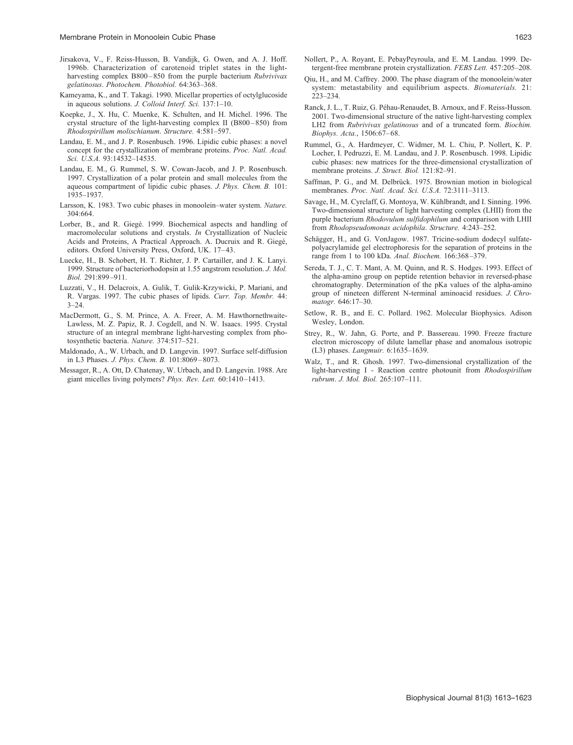Jirsakova, V., F. Reiss-Husson, B. Vandijk, G. Owen, and A. J. Hoff. 1996b. Characterization of carotenoid triplet states in the light-harvesting complex B800–850 from the purple bacterium *Rubrivivax gelatinosus*. *Photochem. Photobiol.* 64:363–368.

Kameyama, K., and T. Takagi. 1990. Micellar properties of octylglucoside in aqueous solutions. *J. Colloid Interf. Sci.* 137:1–10.

Koepke, J., X. Hu, C. Muenke, K. Schulten, and H. Michel. 1996. The crystal structure of the light-harvesting complex II (B800–850) from *Rhodospirillum molischianum*. *Structure.* 4:581–597.

Landau, E. M., and J. P. Rosenbusch. 1996. Lipidic cubic phases: a novel concept for the crystallization of membrane proteins. *Proc. Natl. Acad. Sci. U.S.A.* 93:14532–14535.

Landau, E. M., G. Rummel, S. W. Cowan-Jacob, and J. P. Rosenbusch. 1997. Crystallization of a polar protein and small molecules from the aqueous compartment of lipidic cubic phases. *J. Phys. Chem. B.* 101: 1935–1937.

Larsson, K. 1983. Two cubic phases in monoolein–water system. *Nature.* 304:664.

Lorber, B., and R. Giegé. 1999. Biochemical aspects and handling of macromolecular solutions and crystals. *In* Crystallization of Nucleic Acids and Proteins, A Practical Approach. A. Ducruix and R. Giegé, editors. Oxford University Press, Oxford, UK. 17–43.

Luecke, H., B. Schobert, H. T. Richter, J. P. Cartailler, and J. K. Lanyi. 1999. Structure of bacteriorhodopsin at 1.55 angstrom resolution. *J. Mol. Biol.* 291:899–911.

Luzzati, V., H. Delacroix, A. Gulik, T. Gulik-Krzywicki, P. Mariani, and R. Vargas. 1997. The cubic phases of lipids. *Curr. Top. Membr.* 44: 3–24.

MacDermott, G., S. M. Prince, A. A. Freer, A. M. Hawthornethwaite-Lawless, M. Z. Papiz, R. J. Cogdell, and N. W. Isaacs. 1995. Crystal structure of an integral membrane light-harvesting complex from photosynthetic bacteria. *Nature.* 374:517–521.

Maldonado, A., W. Urbach, and D. Langevin. 1997. Surface self-diffusion in L3 Phases. *J. Phys. Chem. B.* 101:8069–8073.

Messager, R., A. Ott, D. Chatenay, W. Urbach, and D. Langevin. 1988. Are giant micelles living polymers? *Phys. Rev. Lett.* 60:1410–1413.

Nollert, P., A. Royant, E. PebayPeyroula, and E. M. Landau. 1999. Detergent-free membrane protein crystallization. *FEBS Lett.* 457:205–208.

Qiu, H., and M. Caffrey. 2000. The phase diagram of the monoolein/water system: metastability and equilibrium aspects. *Biomaterials.* 21: 223–234.

Ranck, J. L., T. Ruiz, G. Péhau-Renaudet, B. Arnoux, and F. Reiss-Husson. 2001. Two-dimensional structure of the native light-harvesting complex LH2 from *Rubrivivax gelatinosus* and of a truncated form. *Biochim. Biophys. Acta.*, 1506:67–68.

Rummel, G., A. Hardmeyer, C. Widmer, M. L. Chiu, P. Nollert, K. P. Locher, I. Pedruzzi, E. M. Landau, and J. P. Rosenbusch. 1998. Lipidic cubic phases: new matrices for the three-dimensional crystallization of membrane proteins. *J. Struct. Biol.* 121:82–91.

Saffman, P. G., and M. Delbrück. 1975. Brownian motion in biological membranes. *Proc. Natl. Acad. Sci. U.S.A.* 72:3111–3113.

Savage, H., M. Cyrclaff, G. Montoya, W. Kühlbrandt, and I. Sinning. 1996. Two-dimensional structure of light harvesting complex (LHII) from the purple bacterium *Rhodovulum sulfidophilum* and comparison with LHII from *Rhodopseudomonas acidophila*. *Structure.* 4:243–252.

Schägger, H., and G. VonJagow. 1987. Tricine-sodium dodecyl sulfate-polyacrylamide gel electrophoresis for the separation of proteins in the range from 1 to 100 kDa. *Anal. Biochem.* 166:368–379.

Sereda, T. J., C. T. Mant, A. M. Quinn, and R. S. Hodges. 1993. Effect of the alpha-amino group on peptide retention behavior in reversed-phase chromatography. Determination of the pKa values of the alpha-amino group of nineteen different N-terminal aminoacid residues. *J. Chromatogr.* 646:17–30.

Setlow, R. B., and E. C. Pollard. 1962. Molecular Biophysics. Adison Wesley, London.

Strey, R., W. Jahn, G. Porte, and P. Bassereau. 1990. Freeze fracture electron microscopy of dilute lamellar phase and anomalous isotropic (L3) phases. *Langmuir.* 6:1635–1639.

Walz, T., and R. Ghosh. 1997. Two-dimensional crystallization of the light-harvesting I - Reaction centre photounit from *Rhodospirillum rubrum*. *J. Mol. Biol.* 265:107–111.